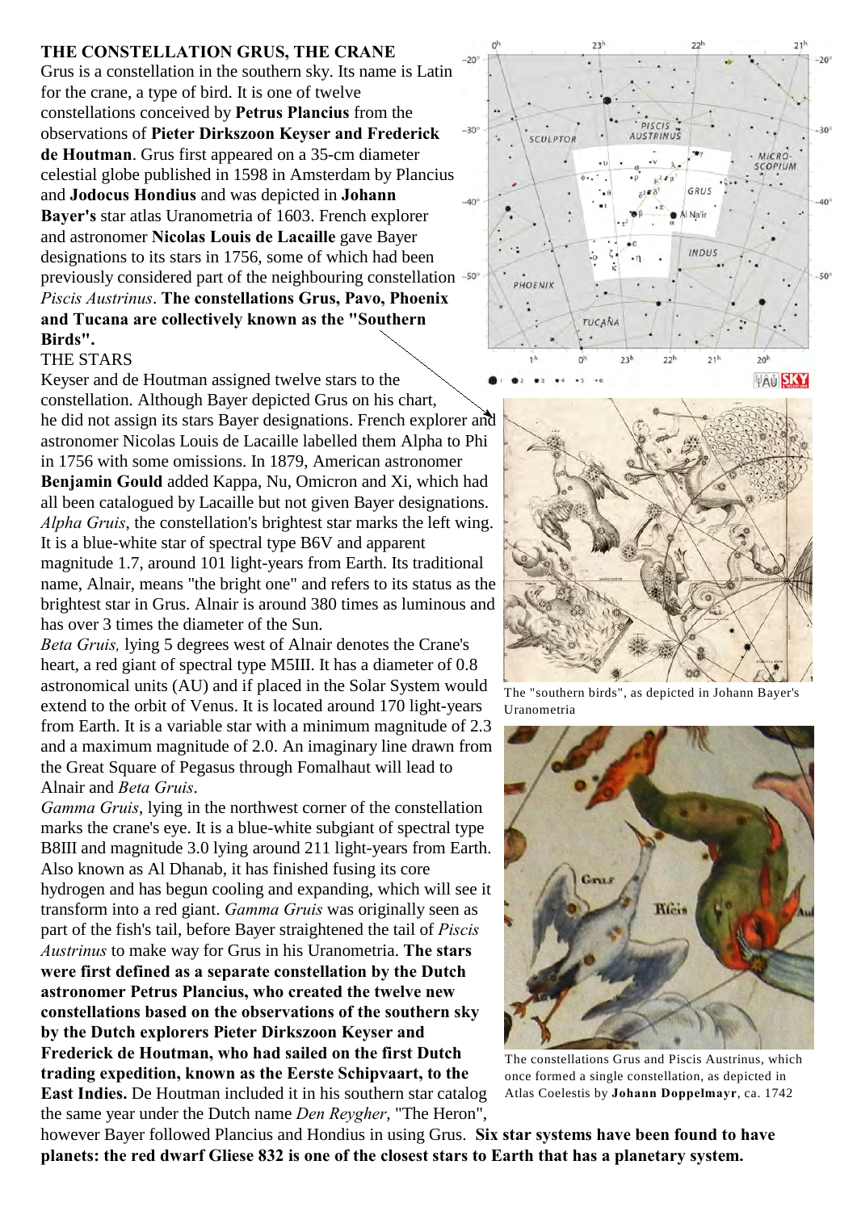## THE CONSTELLATION GRUS, THE CRANE

Grus is a constellation in the southern sky. Its name is Latin for the crane, a type of bird. It is one of twelve constellations conceived by **Petrus Plancius** from the observations of **Pieter Dirkszoon Keyser and Frederick de Houtman**. Grus first appeared on a 35-cm diameter celestial globe published in 1598 in Amsterdam by Plancius and **Jodocus Hondius** and was depicted in **Johann Bayer's** star atlas Uranometria of 1603. French explorer and astronomer **Nicolas Louis de Lacaille** gave Bayer designations to its stars in 1756, some of which had been previously considered part of the neighbouring constellation *Piscis Austrinus*. **The constellations Grus, Pavo, Phoenix and Tucana are collectively known as the "Southern Birds".**

THE STARS

Keyser and de Houtman assigned twelve stars to the constellation. Although Bayer depicted Grus on his chart, he did not assign its stars Bayer designations. French explorer and astronomer Nicolas Louis de Lacaille labelled them Alpha to Phi in 1756 with some omissions. In 1879, American astronomer **Benjamin Gould** added Kappa, Nu, Omicron and Xi, which had all been catalogued by Lacaille but not given Bayer designations. *Alpha Gruis*, the constellation's brightest star marks the left wing. It is a blue-white star of spectral type B6V and apparent magnitude 1.7, around 101 light-years from Earth. Its traditional name, Alnair, means "the bright one" and refers to its status as the brightest star in Grus. Alnair is around 380 times as luminous and has over 3 times the diameter of the Sun.

*Beta Gruis,* lying 5 degrees west of Alnair denotes the Crane's heart, a red giant of spectral type M5III. It has a diameter of 0.8 astronomical units (AU) and if placed in the Solar System would extend to the orbit of Venus. It is located around 170 light-years from Earth. It is a variable star with a minimum magnitude of 2.3 and a maximum magnitude of 2.0. An imaginary line drawn from the Great Square of Pegasus through Fomalhaut will lead to Alnair and *Beta Gruis*.

*Gamma Gruis*, lying in the northwest corner of the constellation marks the crane's eye. It is a blue-white subgiant of spectral type B8III and magnitude 3.0 lying around 211 light-years from Earth. Also known as Al Dhanab, it has finished fusing its core hydrogen and has begun cooling and expanding, which will see it transform into a red giant. *Gamma Gruis* was originally seen as part of the fish's tail, before Bayer straightened the tail of *Piscis Austrinus* to make way for Grus in his Uranometria. **The stars were first defined as a separate constellation by the Dutch astronomer Petrus Plancius, who created the twelve new constellations based on the observations of the southern sky by the Dutch explorers Pieter Dirkszoon Keyser and Frederick de Houtman, who had sailed on the first Dutch trading expedition, known as the Eerste Schipvaart, to the East Indies.** De Houtman included it in his southern star catalog the same year under the Dutch name *Den Reygher*, "The Heron", however Bayer followed Plancius and Hondius in using Grus. **Six star systems have been found to have planets: the red dwarf Gliese 832 is one of the closest stars to Earth that has a planetary system.**

The "southern birds", as depicted in Johann Bayer's Uranometria

The constellations Grus and Piscis Austrinus, which once formed a single constellation, as depicted in Atlas Coelestis by **Johann Doppelmayr**, ca. 1742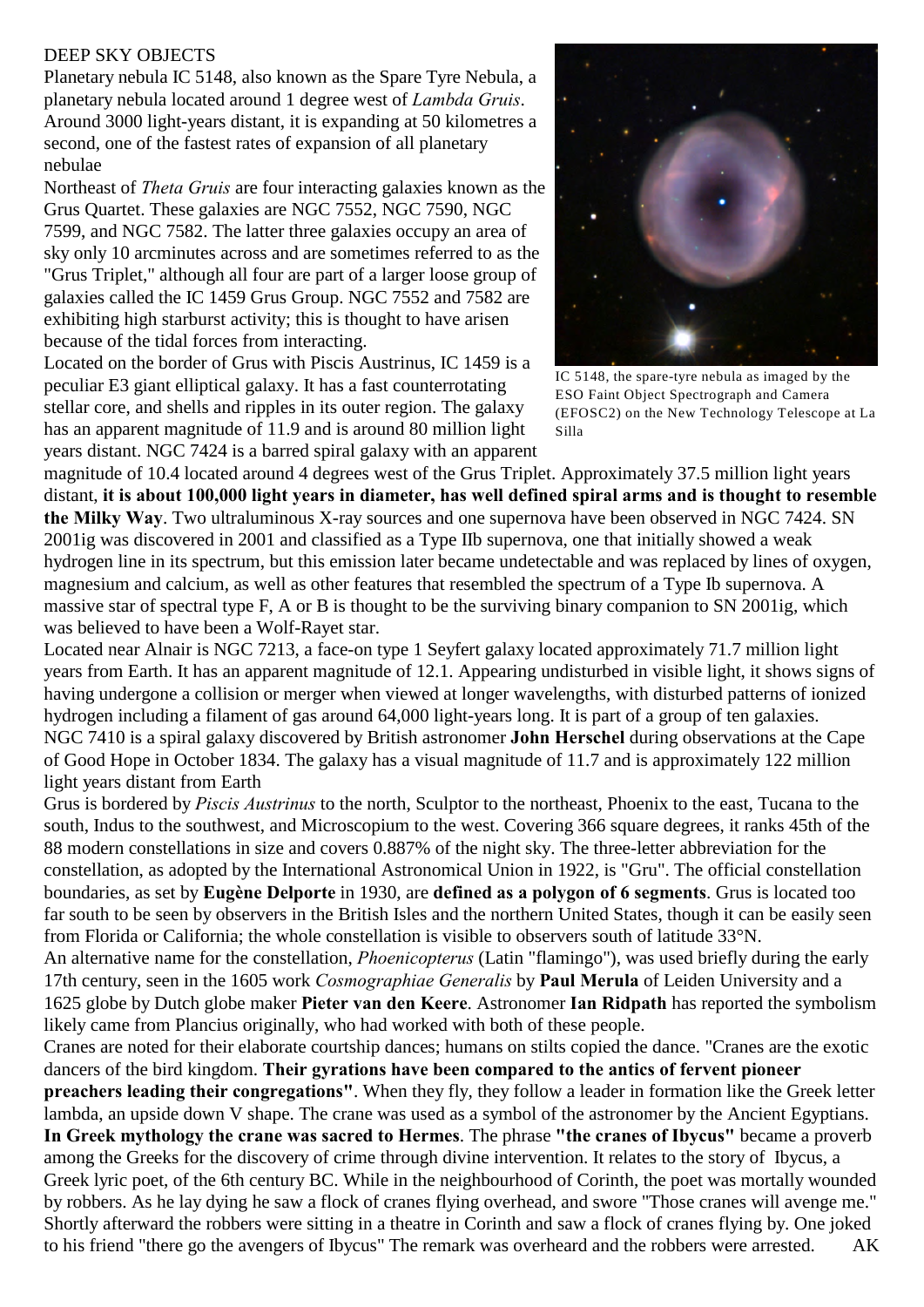DEEP SKY OBJECTS

Planetary nebula IC 5148, also known as the Spare Tyre Nebula, a planetary nebula located around 1 degree west of *Lambda Gruis*. Around 3000 light-years distant, it is expanding at 50 kilometres a second, one of the fastest rates of expansion of all planetary nebulae

Northeast of *Theta Gruis* are four interacting galaxies known as the Grus Quartet. These galaxies are NGC 7552, NGC 7590, NGC 7599, and NGC 7582. The latter three galaxies occupy an area of sky only 10 arcminutes across and are sometimes referred to as the "Grus Triplet," although all four are part of a larger loose group of galaxies called the IC 1459 Grus Group. NGC 7552 and 7582 are exhibiting high starburst activity; this is thought to have arisen because of the tidal forces from interacting.

IC 5148, the spare-tyre nebula as imaged by the ESO Faint Object Spectrograph and Camera (EFOSC2) on the New Technology Telescope at La Silla

Located on the border of Grus with Piscis Austrinus, IC 1459 is a peculiar E3 giant elliptical galaxy. It has a fast counterrotating stellar core, and shells and ripples in its outer region. The galaxy has an apparent magnitude of 11.9 and is around 80 million light years distant. NGC 7424 is a barred spiral galaxy with an apparent magnitude of 10.4 located around 4 degrees west of the Grus Triplet. Approximately 37.5 million light years distant, **it is about 100,000 light years in diameter, has well defined spiral arms and is thought to resemble the Milky Way**. Two ultraluminous X-ray sources and one supernova have been observed in NGC 7424. SN 2001ig was discovered in 2001 and classified as a Type IIb supernova, one that initially showed a weak hydrogen line in its spectrum, but this emission later became undetectable and was replaced by lines of oxygen, magnesium and calcium, as well as other features that resembled the spectrum of a Type Ib supernova. A massive star of spectral type F, A or B is thought to be the surviving binary companion to SN 2001ig, which was believed to have been a Wolf-Rayet star.

Located near Alnair is NGC 7213, a face-on type 1 Seyfert galaxy located approximately 71.7 million light years from Earth. It has an apparent magnitude of 12.1. Appearing undisturbed in visible light, it shows signs of having undergone a collision or merger when viewed at longer wavelengths, with disturbed patterns of ionized hydrogen including a filament of gas around 64,000 light-years long. It is part of a group of ten galaxies.

NGC 7410 is a spiral galaxy discovered by British astronomer **John Herschel** during observations at the Cape of Good Hope in October 1834. The galaxy has a visual magnitude of 11.7 and is approximately 122 million light years distant from Earth

Grus is bordered by *Piscis Austrinus* to the north, Sculptor to the northeast, Phoenix to the east, Tucana to the south, Indus to the southwest, and Microscopium to the west. Covering 366 square degrees, it ranks 45th of the 88 modern constellations in size and covers 0.887% of the night sky. The three-letter abbreviation for the constellation, as adopted by the International Astronomical Union in 1922, is "Gru". The official constellation boundaries, as set by **Eugène Delporte** in 1930, are **defined as a polygon of 6 segments**. Grus is located too far south to be seen by observers in the British Isles and the northern United States, though it can be easily seen from Florida or California; the whole constellation is visible to observers south of latitude 33°N.

An alternative name for the constellation, *Phoenicopterus* (Latin "flamingo"), was used briefly during the early 17th century, seen in the 1605 work *Cosmographiae Generalis* by **Paul Merula** of Leiden University and a 1625 globe by Dutch globe maker **Pieter van den Keere**. Astronomer **Ian Ridpath** has reported the symbolism likely came from Plancius originally, who had worked with both of these people.

Cranes are noted for their elaborate courtship dances; humans on stilts copied the dance. "Cranes are the exotic dancers of the bird kingdom. **Their gyrations have been compared to the antics of fervent pioneer preachers leading their congregations"**. When they fly, they follow a leader in formation like the Greek letter lambda, an upside down V shape. The crane was used as a symbol of the astronomer by the Ancient Egyptians. **In Greek mythology the crane was sacred to Hermes**. The phrase **"the cranes of Ibycus"** became a proverb among the Greeks for the discovery of crime through divine intervention. It relates to the story of Ibycus, a Greek lyric poet, of the 6th century BC. While in the neighbourhood of Corinth, the poet was mortally wounded by robbers. As he lay dying he saw a flock of cranes flying overhead, and swore "Those cranes will avenge me." Shortly afterward the robbers were sitting in a theatre in Corinth and saw a flock of cranes flying by. One joked to his friend "there go the avengers of Ibycus" The remark was overheard and the robbers were arrested. AK